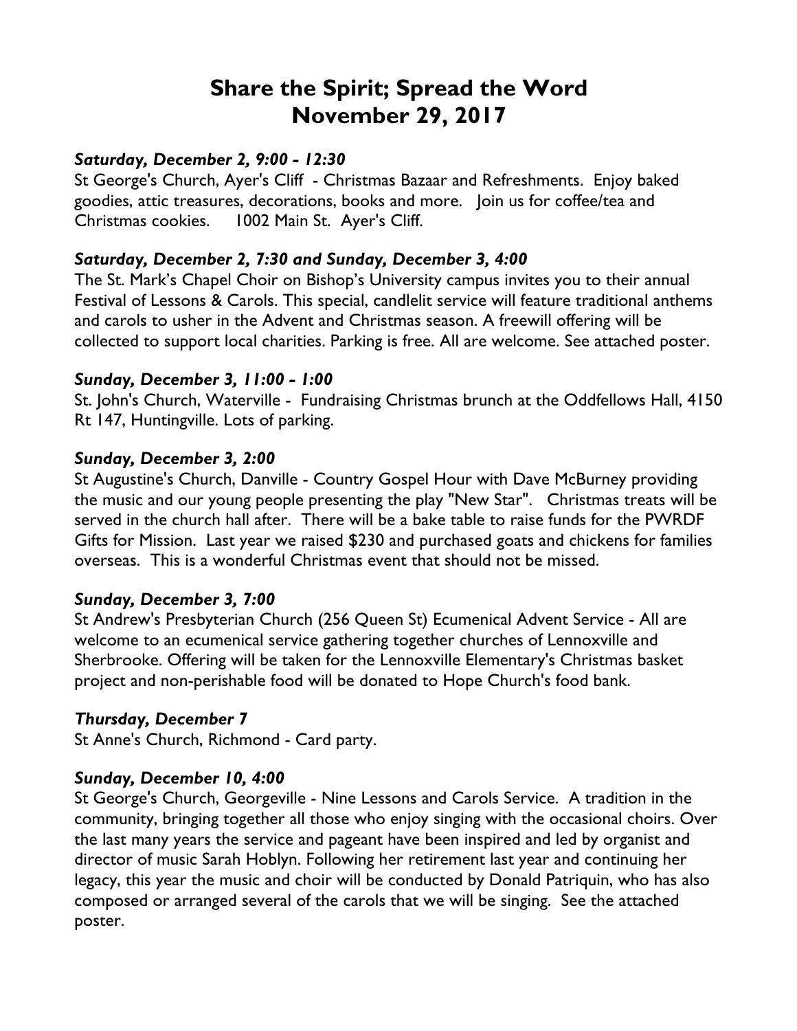# Share the Spirit; Spread the Word
# November 29, 2017

***Saturday, December 2, 9:00 - 12:30***

St George's Church, Ayer's Cliff - Christmas Bazaar and Refreshments. Enjoy baked goodies, attic treasures, decorations, books and more. Join us for coffee/tea and Christmas cookies. 1002 Main St. Ayer's Cliff.

***Saturday, December 2, 7:30 and Sunday, December 3, 4:00***

The St. Mark's Chapel Choir on Bishop's University campus invites you to their annual Festival of Lessons & Carols. This special, candlelit service will feature traditional anthems and carols to usher in the Advent and Christmas season. A freewill offering will be collected to support local charities. Parking is free. All are welcome. See attached poster.

***Sunday, December 3, 11:00 - 1:00***

St. John's Church, Waterville - Fundraising Christmas brunch at the Oddfellows Hall, 4150 Rt 147, Huntingville. Lots of parking.

***Sunday, December 3, 2:00***

St Augustine's Church, Danville - Country Gospel Hour with Dave McBurney providing the music and our young people presenting the play "New Star". Christmas treats will be served in the church hall after. There will be a bake table to raise funds for the PWRDF Gifts for Mission. Last year we raised $230 and purchased goats and chickens for families overseas. This is a wonderful Christmas event that should not be missed.

***Sunday, December 3, 7:00***

St Andrew's Presbyterian Church (256 Queen St) Ecumenical Advent Service - All are welcome to an ecumenical service gathering together churches of Lennoxville and Sherbrooke. Offering will be taken for the Lennoxville Elementary's Christmas basket project and non-perishable food will be donated to Hope Church's food bank.

***Thursday, December 7***

St Anne's Church, Richmond - Card party.

***Sunday, December 10, 4:00***

St George's Church, Georgeville - Nine Lessons and Carols Service. A tradition in the community, bringing together all those who enjoy singing with the occasional choirs. Over the last many years the service and pageant have been inspired and led by organist and director of music Sarah Hoblyn. Following her retirement last year and continuing her legacy, this year the music and choir will be conducted by Donald Patriquin, who has also composed or arranged several of the carols that we will be singing. See the attached poster.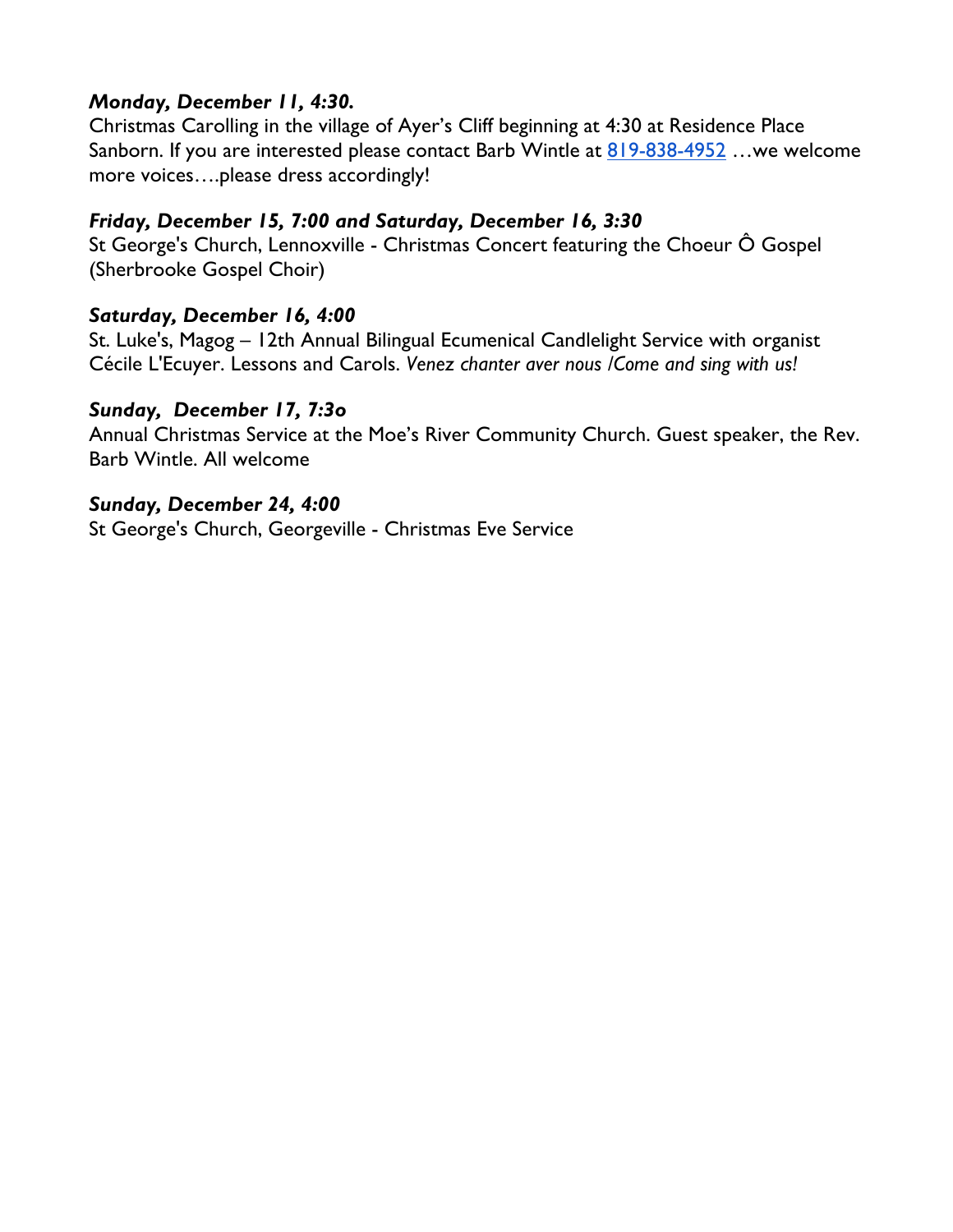***Monday, December 11, 4:30.***

Christmas Carolling in the village of Ayer's Cliff beginning at 4:30 at Residence Place Sanborn. If you are interested please contact Barb Wintle at 819-838-4952 …we welcome more voices….please dress accordingly!

***Friday, December 15, 7:00 and Saturday, December 16, 3:30***

St George's Church, Lennoxville - Christmas Concert featuring the Choeur Ô Gospel (Sherbrooke Gospel Choir)

***Saturday, December 16, 4:00***

St. Luke's, Magog – 12th Annual Bilingual Ecumenical Candlelight Service with organist Cécile L'Ecuyer. Lessons and Carols. *Venez chanter aver nous /Come and sing with us!*

***Sunday, December 17, 7:3o***

Annual Christmas Service at the Moe's River Community Church. Guest speaker, the Rev. Barb Wintle. All welcome

***Sunday, December 24, 4:00***

St George's Church, Georgeville - Christmas Eve Service